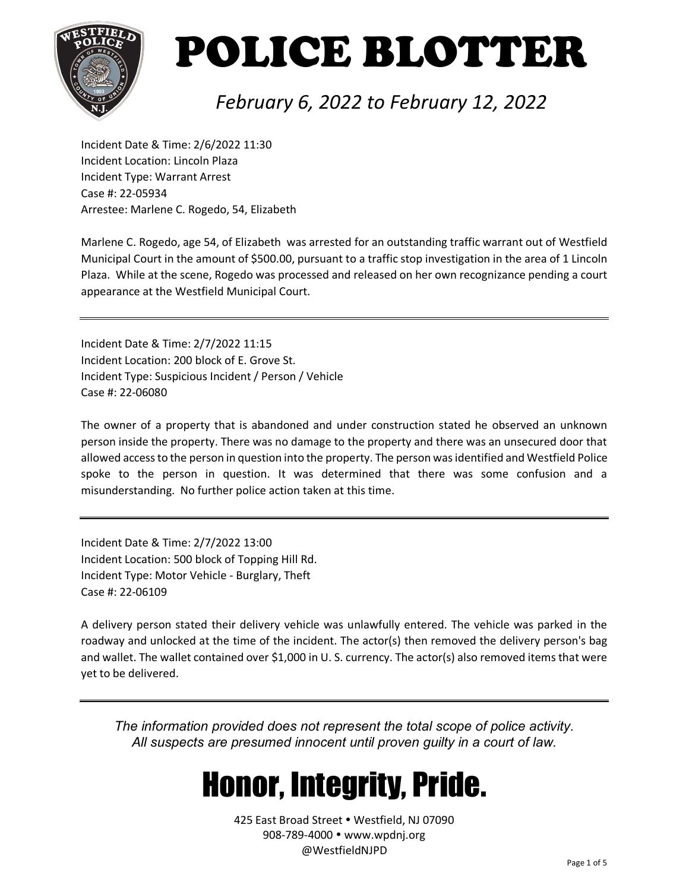# POLICE BLOTTER

*February 6, 2022 to February 12, 2022*

Incident Date & Time: 2/6/2022 11:30
Incident Location: Lincoln Plaza
Incident Type: Warrant Arrest
Case #: 22-05934
Arrestee: Marlene C. Rogedo, 54, Elizabeth

Marlene C. Rogedo, age 54, of Elizabeth was arrested for an outstanding traffic warrant out of Westfield Municipal Court in the amount of $500.00, pursuant to a traffic stop investigation in the area of 1 Lincoln Plaza. While at the scene, Rogedo was processed and released on her own recognizance pending a court appearance at the Westfield Municipal Court.

---

Incident Date & Time: 2/7/2022 11:15
Incident Location: 200 block of E. Grove St.
Incident Type: Suspicious Incident / Person / Vehicle
Case #: 22-06080

The owner of a property that is abandoned and under construction stated he observed an unknown person inside the property. There was no damage to the property and there was an unsecured door that allowed access to the person in question into the property. The person was identified and Westfield Police spoke to the person in question. It was determined that there was some confusion and a misunderstanding. No further police action taken at this time.

---

Incident Date & Time: 2/7/2022 13:00
Incident Location: 500 block of Topping Hill Rd.
Incident Type: Motor Vehicle - Burglary, Theft
Case #: 22-06109

A delivery person stated their delivery vehicle was unlawfully entered. The vehicle was parked in the roadway and unlocked at the time of the incident. The actor(s) then removed the delivery person's bag and wallet. The wallet contained over $1,000 in U. S. currency. The actor(s) also removed items that were yet to be delivered.

---

*The information provided does not represent the total scope of police activity.*
*All suspects are presumed innocent until proven guilty in a court of law.*

## Honor, Integrity, Pride.

425 East Broad Street • Westfield, NJ 07090
908-789-4000 • www.wpdnj.org
@WestfieldNJPD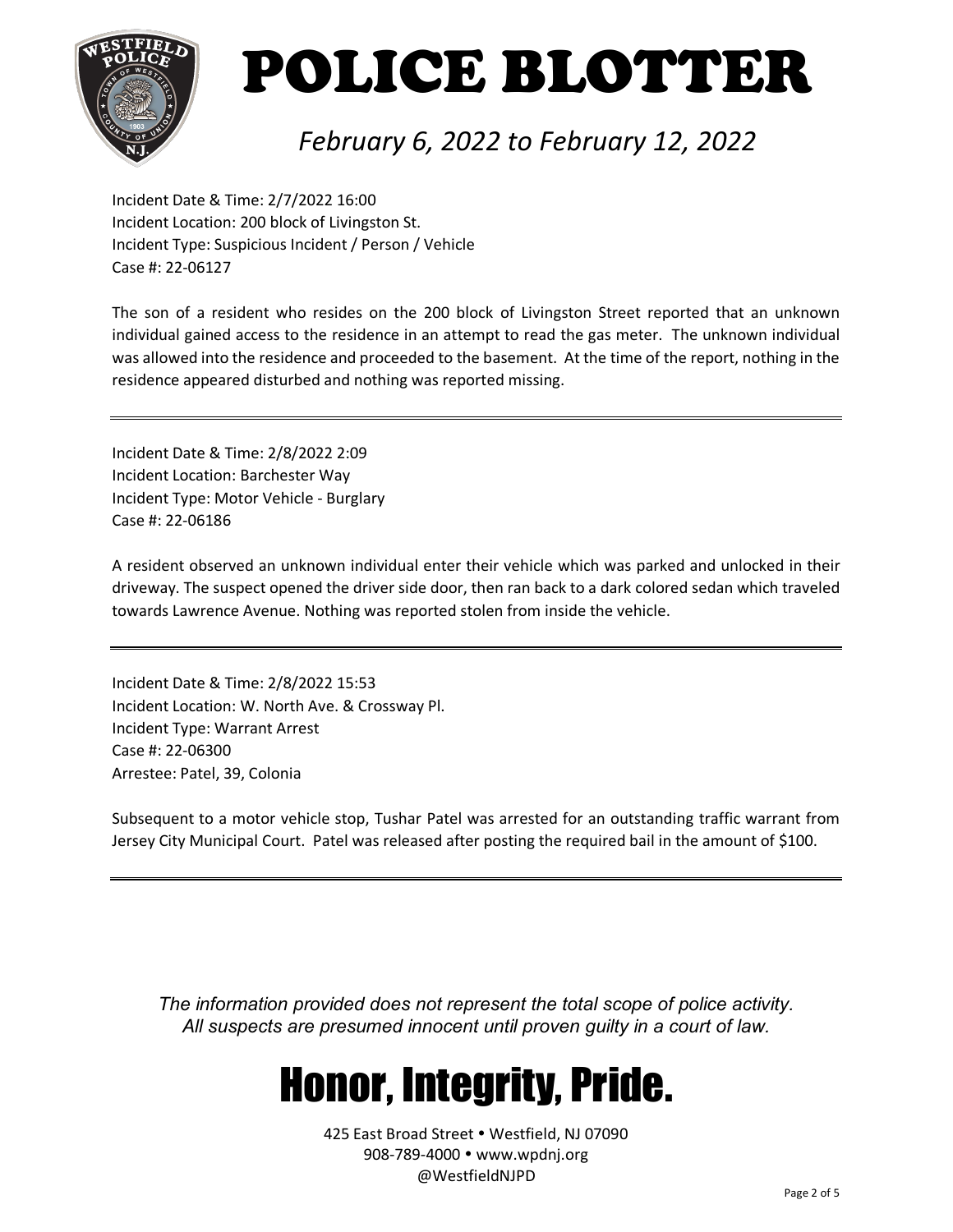# POLICE BLOTTER

*February 6, 2022 to February 12, 2022*

Incident Date & Time: 2/7/2022 16:00
Incident Location: 200 block of Livingston St.
Incident Type: Suspicious Incident / Person / Vehicle
Case #: 22-06127

The son of a resident who resides on the 200 block of Livingston Street reported that an unknown individual gained access to the residence in an attempt to read the gas meter. The unknown individual was allowed into the residence and proceeded to the basement. At the time of the report, nothing in the residence appeared disturbed and nothing was reported missing.

---

Incident Date & Time: 2/8/2022 2:09
Incident Location: Barchester Way
Incident Type: Motor Vehicle - Burglary
Case #: 22-06186

A resident observed an unknown individual enter their vehicle which was parked and unlocked in their driveway. The suspect opened the driver side door, then ran back to a dark colored sedan which traveled towards Lawrence Avenue. Nothing was reported stolen from inside the vehicle.

---

Incident Date & Time: 2/8/2022 15:53
Incident Location: W. North Ave. & Crossway Pl.
Incident Type: Warrant Arrest
Case #: 22-06300
Arrestee: Patel, 39, Colonia

Subsequent to a motor vehicle stop, Tushar Patel was arrested for an outstanding traffic warrant from Jersey City Municipal Court. Patel was released after posting the required bail in the amount of $100.

---

*The information provided does not represent the total scope of police activity.*
*All suspects are presumed innocent until proven guilty in a court of law.*

# Honor, Integrity, Pride.

425 East Broad Street • Westfield, NJ 07090
908-789-4000 • www.wpdnj.org
@WestfieldNJPD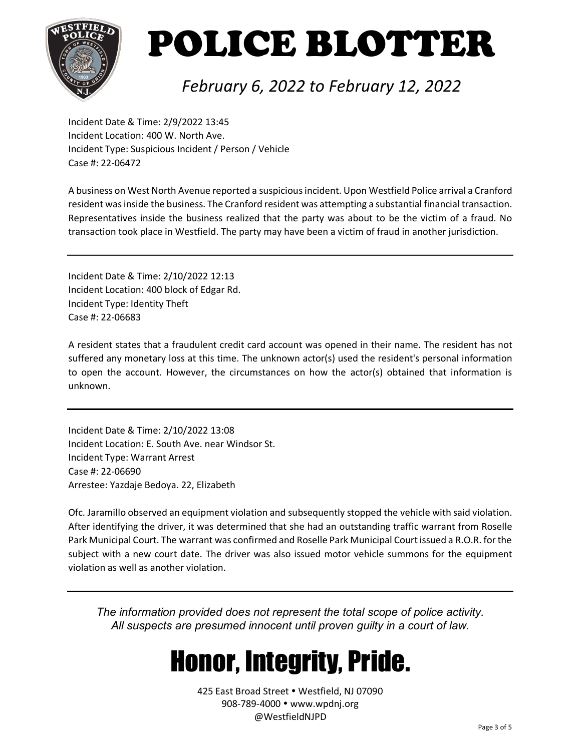# POLICE BLOTTER

*February 6, 2022 to February 12, 2022*

Incident Date & Time: 2/9/2022 13:45
Incident Location: 400 W. North Ave.
Incident Type: Suspicious Incident / Person / Vehicle
Case #: 22-06472

A business on West North Avenue reported a suspicious incident. Upon Westfield Police arrival a Cranford resident was inside the business. The Cranford resident was attempting a substantial financial transaction. Representatives inside the business realized that the party was about to be the victim of a fraud. No transaction took place in Westfield. The party may have been a victim of fraud in another jurisdiction.

---

Incident Date & Time: 2/10/2022 12:13
Incident Location: 400 block of Edgar Rd.
Incident Type: Identity Theft
Case #: 22-06683

A resident states that a fraudulent credit card account was opened in their name. The resident has not suffered any monetary loss at this time. The unknown actor(s) used the resident's personal information to open the account. However, the circumstances on how the actor(s) obtained that information is unknown.

---

Incident Date & Time: 2/10/2022 13:08
Incident Location: E. South Ave. near Windsor St.
Incident Type: Warrant Arrest
Case #: 22-06690
Arrestee: Yazdaje Bedoya. 22, Elizabeth

Ofc. Jaramillo observed an equipment violation and subsequently stopped the vehicle with said violation. After identifying the driver, it was determined that she had an outstanding traffic warrant from Roselle Park Municipal Court. The warrant was confirmed and Roselle Park Municipal Court issued a R.O.R. for the subject with a new court date. The driver was also issued motor vehicle summons for the equipment violation as well as another violation.

---

*The information provided does not represent the total scope of police activity.*
*All suspects are presumed innocent until proven guilty in a court of law.*

# Honor, Integrity, Pride.

425 East Broad Street • Westfield, NJ 07090
908-789-4000 • www.wpdnj.org
@WestfieldNJPD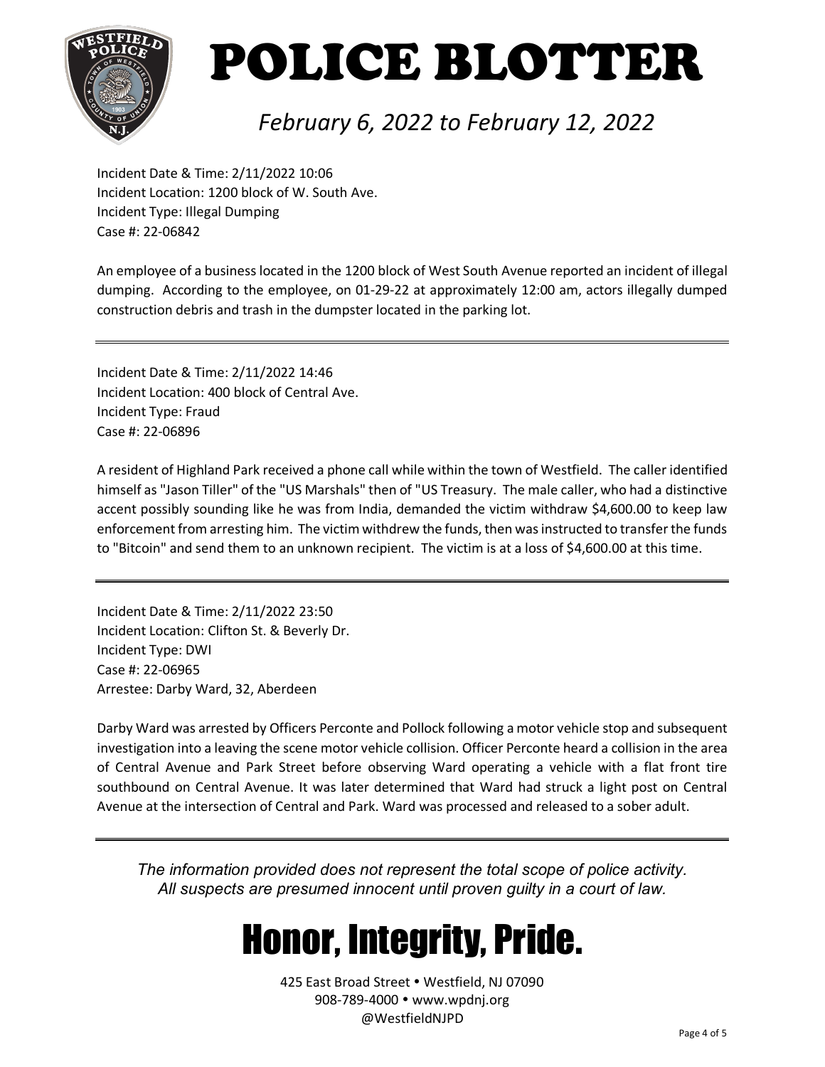# POLICE BLOTTER

*February 6, 2022 to February 12, 2022*

Incident Date & Time: 2/11/2022 10:06
Incident Location: 1200 block of W. South Ave.
Incident Type: Illegal Dumping
Case #: 22-06842

An employee of a business located in the 1200 block of West South Avenue reported an incident of illegal dumping. According to the employee, on 01-29-22 at approximately 12:00 am, actors illegally dumped construction debris and trash in the dumpster located in the parking lot.

---

Incident Date & Time: 2/11/2022 14:46
Incident Location: 400 block of Central Ave.
Incident Type: Fraud
Case #: 22-06896

A resident of Highland Park received a phone call while within the town of Westfield. The caller identified himself as "Jason Tiller" of the "US Marshals" then of "US Treasury. The male caller, who had a distinctive accent possibly sounding like he was from India, demanded the victim withdraw $4,600.00 to keep law enforcement from arresting him. The victim withdrew the funds, then was instructed to transfer the funds to "Bitcoin" and send them to an unknown recipient. The victim is at a loss of $4,600.00 at this time.

---

Incident Date & Time: 2/11/2022 23:50
Incident Location: Clifton St. & Beverly Dr.
Incident Type: DWI
Case #: 22-06965
Arrestee: Darby Ward, 32, Aberdeen

Darby Ward was arrested by Officers Perconte and Pollock following a motor vehicle stop and subsequent investigation into a leaving the scene motor vehicle collision. Officer Perconte heard a collision in the area of Central Avenue and Park Street before observing Ward operating a vehicle with a flat front tire southbound on Central Avenue. It was later determined that Ward had struck a light post on Central Avenue at the intersection of Central and Park. Ward was processed and released to a sober adult.

---

*The information provided does not represent the total scope of police activity.*
*All suspects are presumed innocent until proven guilty in a court of law.*

# Honor, Integrity, Pride.

425 East Broad Street • Westfield, NJ 07090
908-789-4000 • www.wpdnj.org
@WestfieldNJPD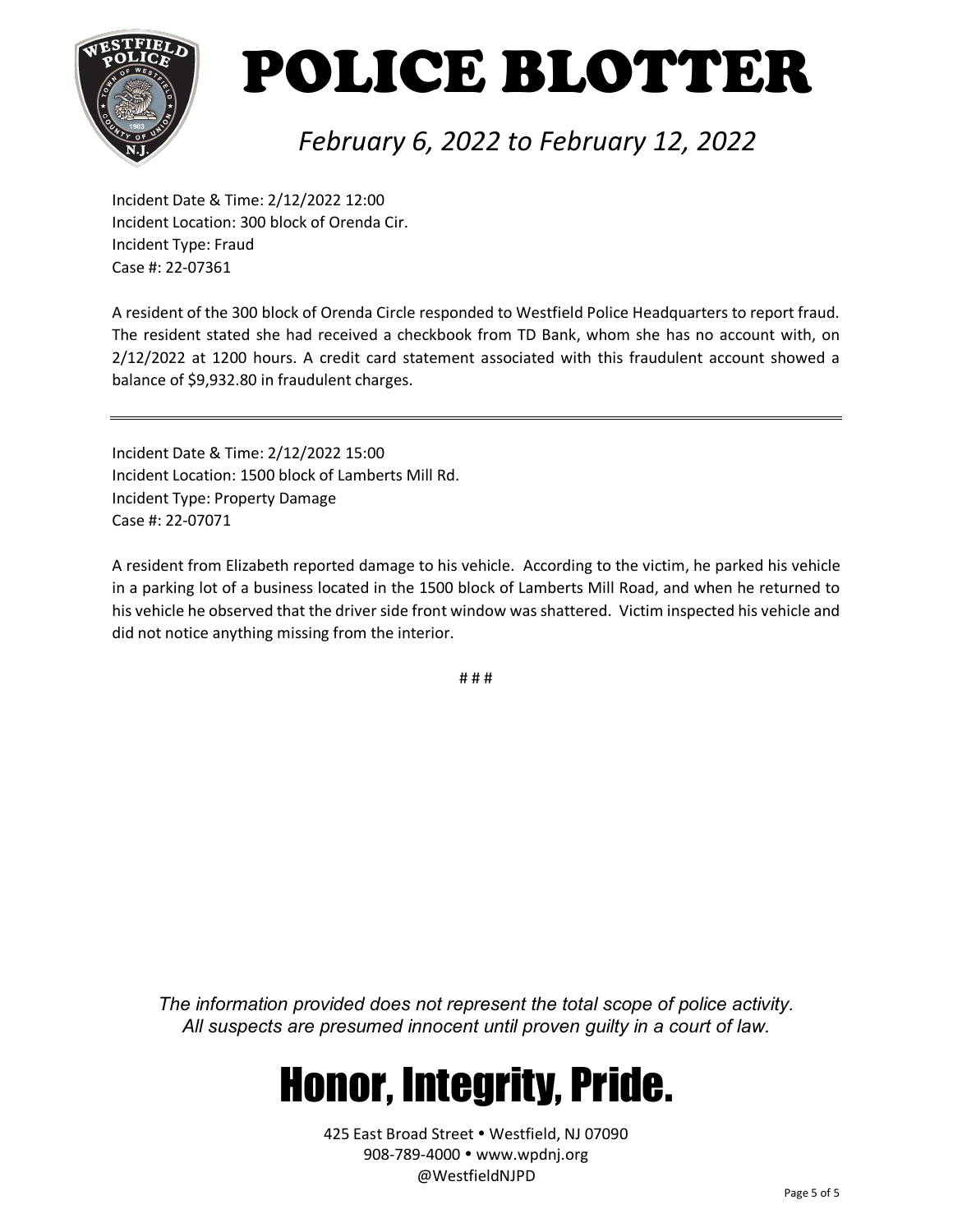# POLICE BLOTTER

*February 6, 2022 to February 12, 2022*

Incident Date & Time: 2/12/2022 12:00
Incident Location: 300 block of Orenda Cir.
Incident Type: Fraud
Case #: 22-07361

A resident of the 300 block of Orenda Circle responded to Westfield Police Headquarters to report fraud. The resident stated she had received a checkbook from TD Bank, whom she has no account with, on 2/12/2022 at 1200 hours. A credit card statement associated with this fraudulent account showed a balance of $9,932.80 in fraudulent charges.

---

Incident Date & Time: 2/12/2022 15:00
Incident Location: 1500 block of Lamberts Mill Rd.
Incident Type: Property Damage
Case #: 22-07071

A resident from Elizabeth reported damage to his vehicle. According to the victim, he parked his vehicle in a parking lot of a business located in the 1500 block of Lamberts Mill Road, and when he returned to his vehicle he observed that the driver side front window was shattered. Victim inspected his vehicle and did not notice anything missing from the interior.

# # #

*The information provided does not represent the total scope of police activity.*
*All suspects are presumed innocent until proven guilty in a court of law.*

# Honor, Integrity, Pride.

425 East Broad Street • Westfield, NJ 07090
908-789-4000 • www.wpdnj.org
@WestfieldNJPD